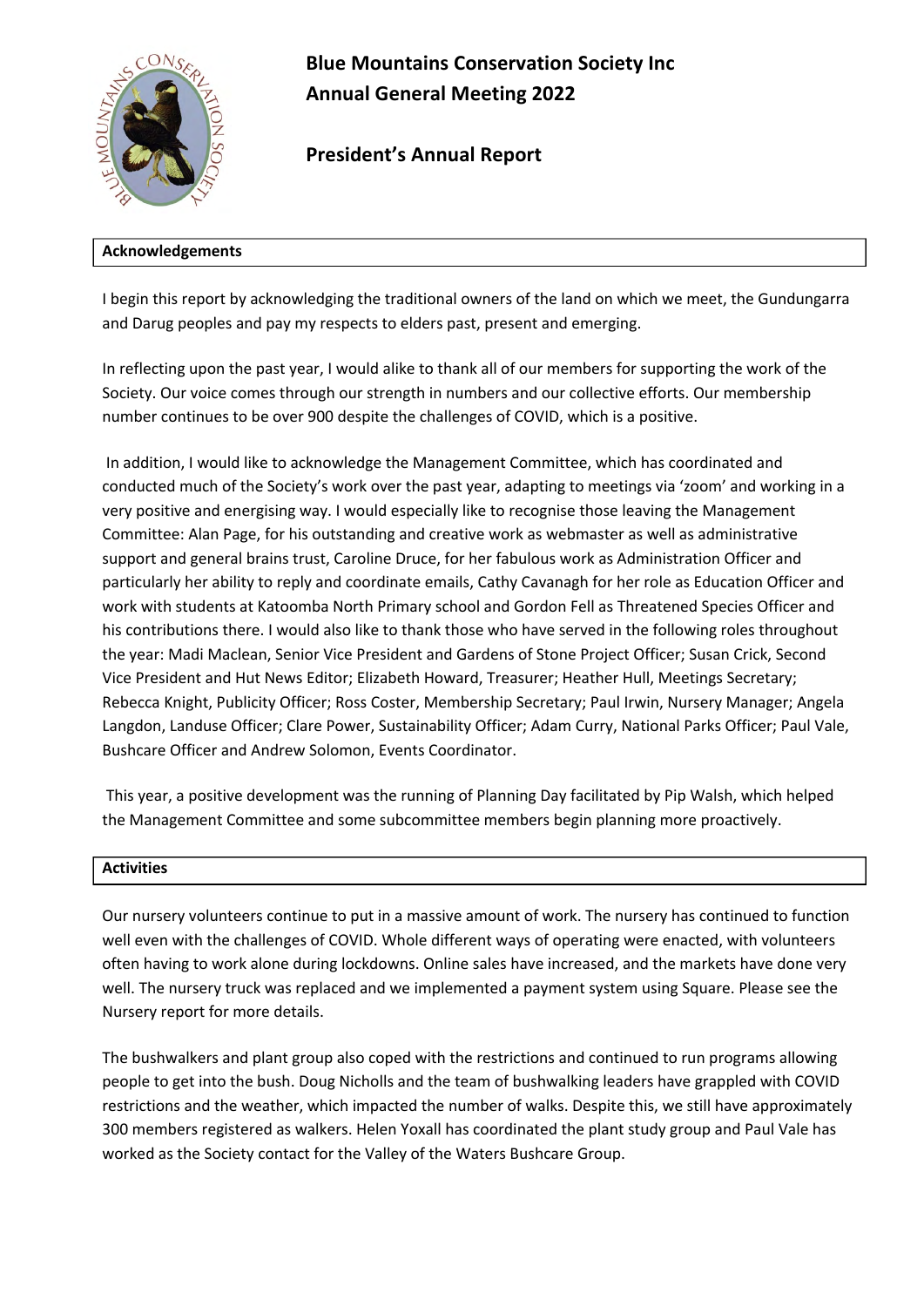# Blue Mountains Conservation Society Inc
# Annual General Meeting 2022

## President's Annual Report

### Acknowledgements

I begin this report by acknowledging the traditional owners of the land on which we meet, the Gundungarra and Darug peoples and pay my respects to elders past, present and emerging.

In reflecting upon the past year, I would alike to thank all of our members for supporting the work of the Society. Our voice comes through our strength in numbers and our collective efforts. Our membership number continues to be over 900 despite the challenges of COVID, which is a positive.

In addition, I would like to acknowledge the Management Committee, which has coordinated and conducted much of the Society's work over the past year, adapting to meetings via 'zoom' and working in a very positive and energising way. I would especially like to recognise those leaving the Management Committee: Alan Page, for his outstanding and creative work as webmaster as well as administrative support and general brains trust, Caroline Druce, for her fabulous work as Administration Officer and particularly her ability to reply and coordinate emails, Cathy Cavanagh for her role as Education Officer and work with students at Katoomba North Primary school and Gordon Fell as Threatened Species Officer and his contributions there. I would also like to thank those who have served in the following roles throughout the year: Madi Maclean, Senior Vice President and Gardens of Stone Project Officer; Susan Crick, Second Vice President and Hut News Editor; Elizabeth Howard, Treasurer; Heather Hull, Meetings Secretary; Rebecca Knight, Publicity Officer; Ross Coster, Membership Secretary; Paul Irwin, Nursery Manager; Angela Langdon, Landuse Officer; Clare Power, Sustainability Officer; Adam Curry, National Parks Officer; Paul Vale, Bushcare Officer and Andrew Solomon, Events Coordinator.

This year, a positive development was the running of Planning Day facilitated by Pip Walsh, which helped the Management Committee and some subcommittee members begin planning more proactively.

### Activities

Our nursery volunteers continue to put in a massive amount of work. The nursery has continued to function well even with the challenges of COVID. Whole different ways of operating were enacted, with volunteers often having to work alone during lockdowns. Online sales have increased, and the markets have done very well. The nursery truck was replaced and we implemented a payment system using Square. Please see the Nursery report for more details.

The bushwalkers and plant group also coped with the restrictions and continued to run programs allowing people to get into the bush. Doug Nicholls and the team of bushwalking leaders have grappled with COVID restrictions and the weather, which impacted the number of walks. Despite this, we still have approximately 300 members registered as walkers. Helen Yoxall has coordinated the plant study group and Paul Vale has worked as the Society contact for the Valley of the Waters Bushcare Group.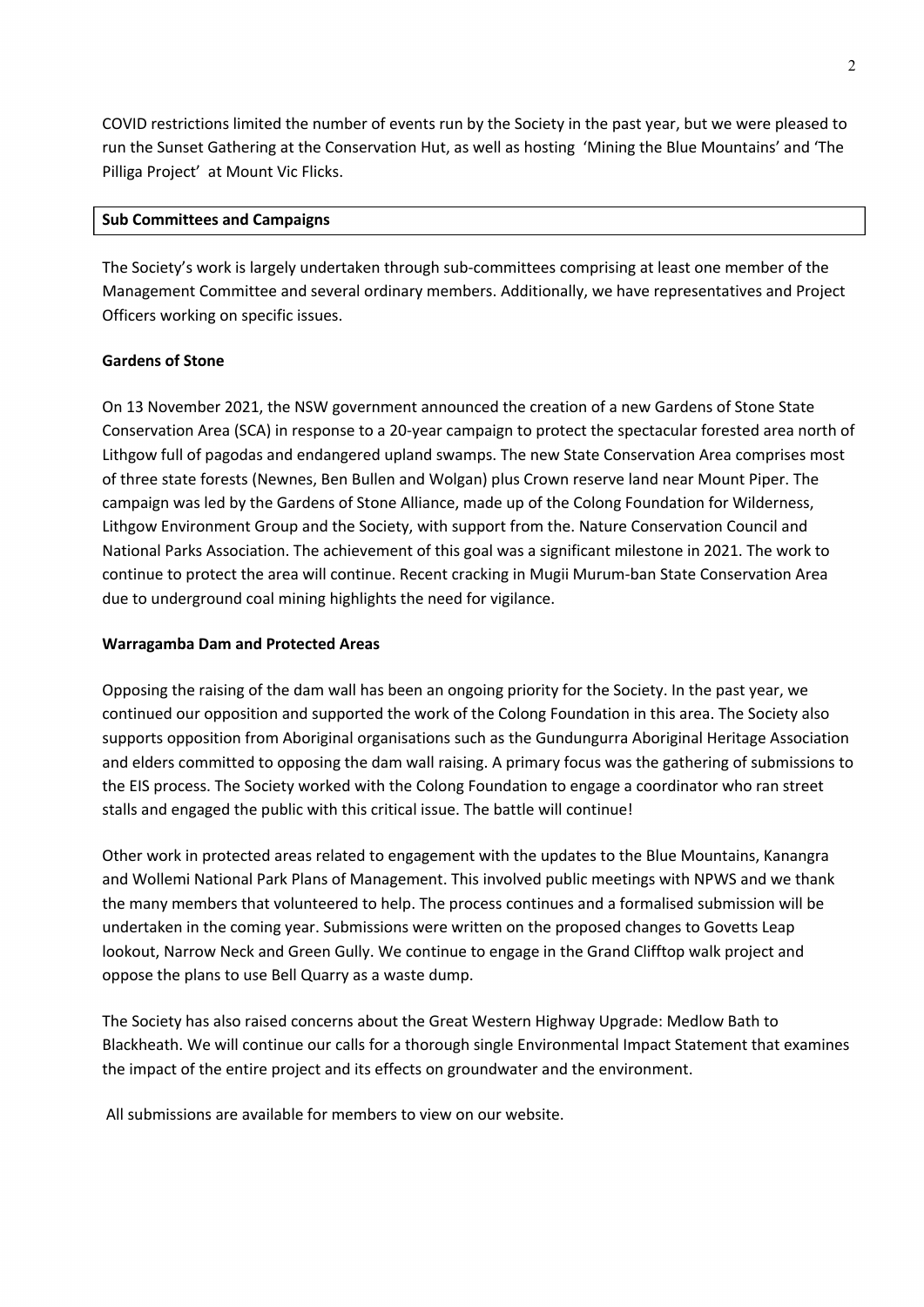COVID restrictions limited the number of events run by the Society in the past year, but we were pleased to run the Sunset Gathering at the Conservation Hut, as well as hosting 'Mining the Blue Mountains' and 'The Pilliga Project' at Mount Vic Flicks.

## Sub Committees and Campaigns

The Society's work is largely undertaken through sub-committees comprising at least one member of the Management Committee and several ordinary members. Additionally, we have representatives and Project Officers working on specific issues.

### Gardens of Stone

On 13 November 2021, the NSW government announced the creation of a new Gardens of Stone State Conservation Area (SCA) in response to a 20-year campaign to protect the spectacular forested area north of Lithgow full of pagodas and endangered upland swamps. The new State Conservation Area comprises most of three state forests (Newnes, Ben Bullen and Wolgan) plus Crown reserve land near Mount Piper. The campaign was led by the Gardens of Stone Alliance, made up of the Colong Foundation for Wilderness, Lithgow Environment Group and the Society, with support from the. Nature Conservation Council and National Parks Association. The achievement of this goal was a significant milestone in 2021. The work to continue to protect the area will continue. Recent cracking in Mugii Murum-ban State Conservation Area due to underground coal mining highlights the need for vigilance.

### Warragamba Dam and Protected Areas

Opposing the raising of the dam wall has been an ongoing priority for the Society. In the past year, we continued our opposition and supported the work of the Colong Foundation in this area. The Society also supports opposition from Aboriginal organisations such as the Gundungurra Aboriginal Heritage Association and elders committed to opposing the dam wall raising. A primary focus was the gathering of submissions to the EIS process. The Society worked with the Colong Foundation to engage a coordinator who ran street stalls and engaged the public with this critical issue. The battle will continue!

Other work in protected areas related to engagement with the updates to the Blue Mountains, Kanangra and Wollemi National Park Plans of Management. This involved public meetings with NPWS and we thank the many members that volunteered to help. The process continues and a formalised submission will be undertaken in the coming year. Submissions were written on the proposed changes to Govetts Leap lookout, Narrow Neck and Green Gully. We continue to engage in the Grand Clifftop walk project and oppose the plans to use Bell Quarry as a waste dump.

The Society has also raised concerns about the Great Western Highway Upgrade: Medlow Bath to Blackheath. We will continue our calls for a thorough single Environmental Impact Statement that examines the impact of the entire project and its effects on groundwater and the environment.

All submissions are available for members to view on our website.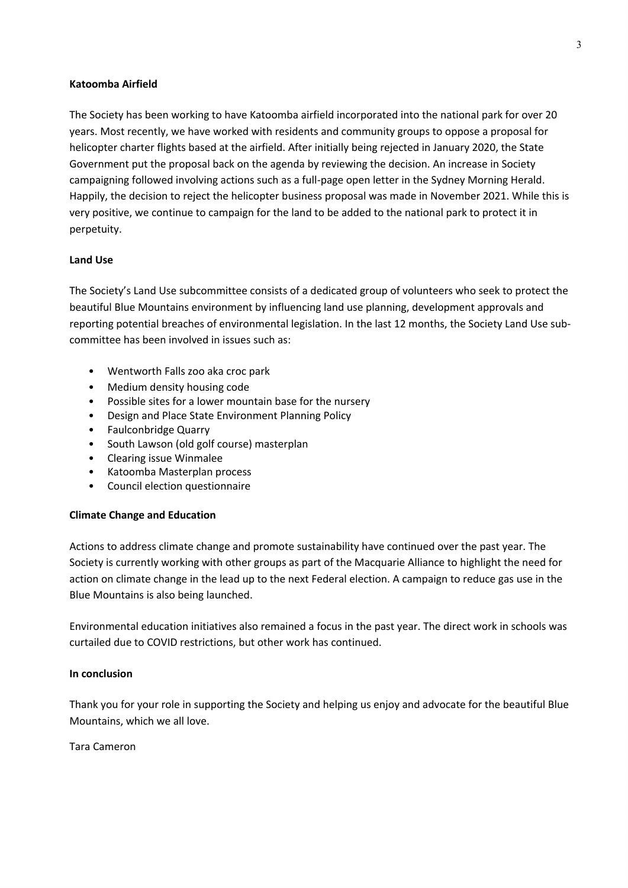**Katoomba Airfield**

The Society has been working to have Katoomba airfield incorporated into the national park for over 20 years. Most recently, we have worked with residents and community groups to oppose a proposal for helicopter charter flights based at the airfield. After initially being rejected in January 2020, the State Government put the proposal back on the agenda by reviewing the decision. An increase in Society campaigning followed involving actions such as a full-page open letter in the Sydney Morning Herald. Happily, the decision to reject the helicopter business proposal was made in November 2021. While this is very positive, we continue to campaign for the land to be added to the national park to protect it in perpetuity.

**Land Use**

The Society's Land Use subcommittee consists of a dedicated group of volunteers who seek to protect the beautiful Blue Mountains environment by influencing land use planning, development approvals and reporting potential breaches of environmental legislation. In the last 12 months, the Society Land Use sub-committee has been involved in issues such as:

- Wentworth Falls zoo aka croc park
- Medium density housing code
- Possible sites for a lower mountain base for the nursery
- Design and Place State Environment Planning Policy
- Faulconbridge Quarry
- South Lawson (old golf course) masterplan
- Clearing issue Winmalee
- Katoomba Masterplan process
- Council election questionnaire

**Climate Change and Education**

Actions to address climate change and promote sustainability have continued over the past year. The Society is currently working with other groups as part of the Macquarie Alliance to highlight the need for action on climate change in the lead up to the next Federal election. A campaign to reduce gas use in the Blue Mountains is also being launched.

Environmental education initiatives also remained a focus in the past year. The direct work in schools was curtailed due to COVID restrictions, but other work has continued.

**In conclusion**

Thank you for your role in supporting the Society and helping us enjoy and advocate for the beautiful Blue Mountains, which we all love.

Tara Cameron